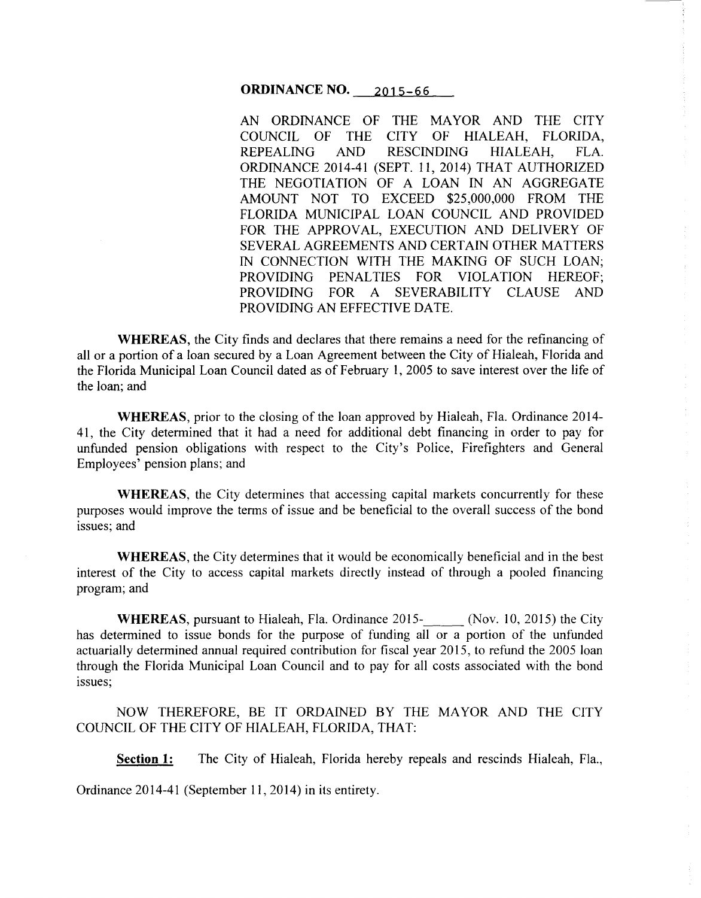**ORDINANCE NO. 2015-66**

AN ORDINANCE OF THE MAYOR AND THE CITY COUNCIL OF THE CITY OF HIALEAH, FLORIDA, REPEALING AND RESCINDING HIALEAH, FLA. ORDINANCE 2014-41 (SEPT. 11, 2014) THAT AUTHORIZED THE NEGOTIATION OF A LOAN IN AN AGGREGATE AMOUNT NOT TO EXCEED $25,000,000 FROM THE FLORIDA MUNICIPAL LOAN COUNCIL AND PROVIDED FOR THE APPROVAL, EXECUTION AND DELIVERY OF SEVERAL AGREEMENTS AND CERTAIN OTHER MATTERS IN CONNECTION WITH THE MAKING OF SUCH LOAN; PROVIDING PENALTIES FOR VIOLATION HEREOF; PROVIDING FOR A SEVERABILITY CLAUSE AND PROVIDING AN EFFECTIVE DATE.

**WHEREAS**, the City finds and declares that there remains a need for the refinancing of all or a portion of a loan secured by a Loan Agreement between the City of Hialeah, Florida and the Florida Municipal Loan Council dated as of February 1, 2005 to save interest over the life of the loan; and

**WHEREAS**, prior to the closing of the loan approved by Hialeah, Fla. Ordinance 2014-41, the City determined that it had a need for additional debt financing in order to pay for unfunded pension obligations with respect to the City's Police, Firefighters and General Employees' pension plans; and

**WHEREAS**, the City determines that accessing capital markets concurrently for these purposes would improve the terms of issue and be beneficial to the overall success of the bond issues; and

**WHEREAS**, the City determines that it would be economically beneficial and in the best interest of the City to access capital markets directly instead of through a pooled financing program; and

**WHEREAS**, pursuant to Hialeah, Fla. Ordinance 2015-\_\_\_\_\_ (Nov. 10, 2015) the City has determined to issue bonds for the purpose of funding all or a portion of the unfunded actuarially determined annual required contribution for fiscal year 2015, to refund the 2005 loan through the Florida Municipal Loan Council and to pay for all costs associated with the bond issues;

NOW THEREFORE, BE IT ORDAINED BY THE MAYOR AND THE CITY COUNCIL OF THE CITY OF HIALEAH, FLORIDA, THAT:

**Section 1:** The City of Hialeah, Florida hereby repeals and rescinds Hialeah, Fla., Ordinance 2014-41 (September 11, 2014) in its entirety.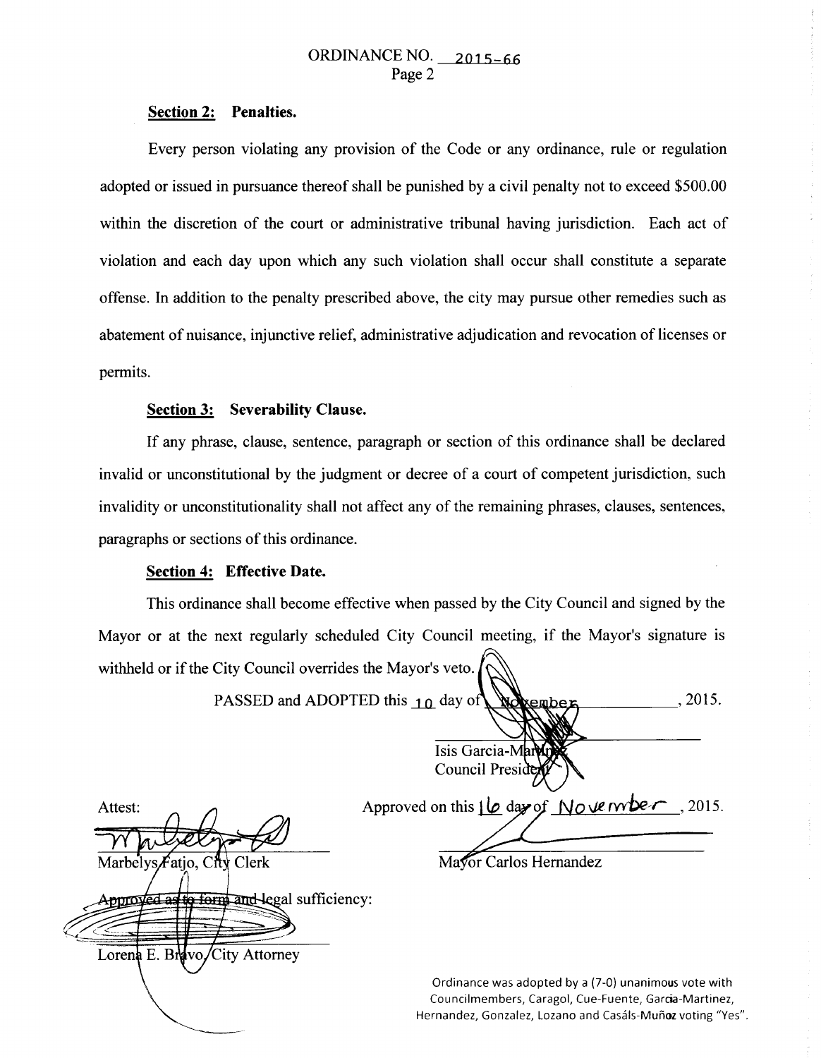ORDINANCE NO. 2015-66

**Section 2: Penalties.**

Every person violating any provision of the Code or any ordinance, rule or regulation adopted or issued in pursuance thereof shall be punished by a civil penalty not to exceed $500.00 within the discretion of the court or administrative tribunal having jurisdiction. Each act of violation and each day upon which any such violation shall occur shall constitute a separate offense. In addition to the penalty prescribed above, the city may pursue other remedies such as abatement of nuisance, injunctive relief, administrative adjudication and revocation of licenses or permits.

**Section 3: Severability Clause.**

If any phrase, clause, sentence, paragraph or section of this ordinance shall be declared invalid or unconstitutional by the judgment or decree of a court of competent jurisdiction, such invalidity or unconstitutionality shall not affect any of the remaining phrases, clauses, sentences, paragraphs or sections of this ordinance.

**Section 4: Effective Date.**

This ordinance shall become effective when passed by the City Council and signed by the Mayor or at the next regularly scheduled City Council meeting, if the Mayor's signature is withheld or if the City Council overrides the Mayor's veto.

PASSED and ADOPTED this 10 day of November, 2015.

Isis Garcia-Martinez
Council President

Attest:

Marbelys Fatjo, City Clerk

Approved on this 16 day of November, 2015.

Mayor Carlos Hernandez

Approved as to form and legal sufficiency:

Lorena E. Bravo, City Attorney

Ordinance was adopted by a (7-0) unanimous vote with Councilmembers, Caragol, Cue-Fuente, Garcia-Martinez, Hernandez, Gonzalez, Lozano and Casáls-Muñoz voting "Yes".